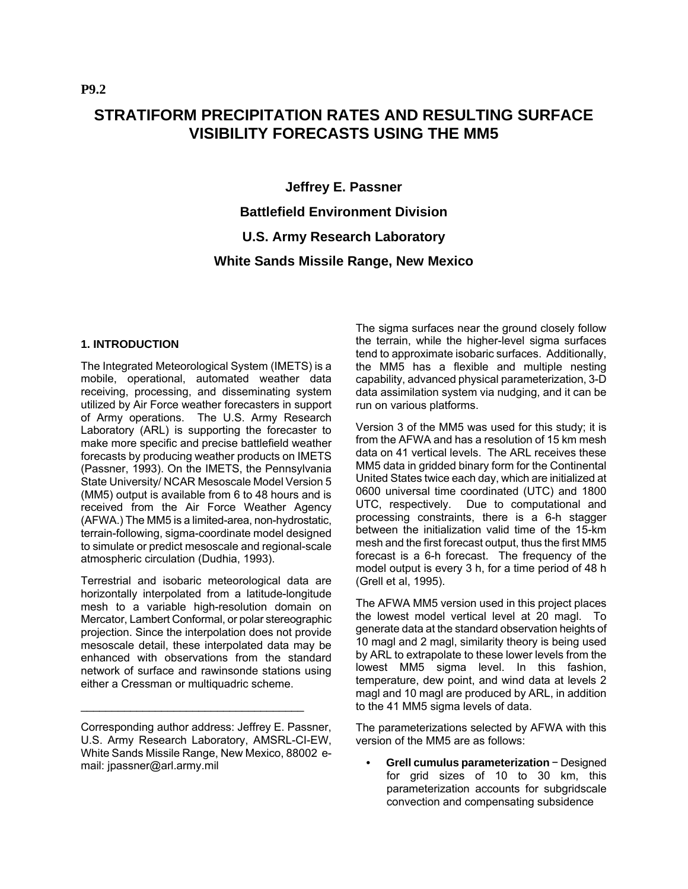**P9.2**

# STRATIFORM PRECIPITATION RATES AND RESULTING SURFACE VISIBILITY FORECASTS USING THE MM5

**Jeffrey E. Passner**

**Battlefield Environment Division**

**U.S. Army Research Laboratory**

**White Sands Missile Range, New Mexico**

## 1. INTRODUCTION

The Integrated Meteorological System (IMETS) is a mobile, operational, automated weather data receiving, processing, and disseminating system utilized by Air Force weather forecasters in support of Army operations. The U.S. Army Research Laboratory (ARL) is supporting the forecaster to make more specific and precise battlefield weather forecasts by producing weather products on IMETS (Passner, 1993). On the IMETS, the Pennsylvania State University/ NCAR Mesoscale Model Version 5 (MM5) output is available from 6 to 48 hours and is received from the Air Force Weather Agency (AFWA.) The MM5 is a limited-area, non-hydrostatic, terrain-following, sigma-coordinate model designed to simulate or predict mesoscale and regional-scale atmospheric circulation (Dudhia, 1993).

Terrestrial and isobaric meteorological data are horizontally interpolated from a latitude-longitude mesh to a variable high-resolution domain on Mercator, Lambert Conformal, or polar stereographic projection. Since the interpolation does not provide mesoscale detail, these interpolated data may be enhanced with observations from the standard network of surface and rawinsonde stations using either a Cressman or multiquadric scheme.

Corresponding author address: Jeffrey E. Passner, U.S. Army Research Laboratory, AMSRL-CI-EW, White Sands Missile Range, New Mexico, 88002 e-mail: jpassner@arl.army.mil

The sigma surfaces near the ground closely follow the terrain, while the higher-level sigma surfaces tend to approximate isobaric surfaces. Additionally, the MM5 has a flexible and multiple nesting capability, advanced physical parameterization, 3-D data assimilation system via nudging, and it can be run on various platforms.

Version 3 of the MM5 was used for this study; it is from the AFWA and has a resolution of 15 km mesh data on 41 vertical levels. The ARL receives these MM5 data in gridded binary form for the Continental United States twice each day, which are initialized at 0600 universal time coordinated (UTC) and 1800 UTC, respectively. Due to computational and processing constraints, there is a 6-h stagger between the initialization valid time of the 15-km mesh and the first forecast output, thus the first MM5 forecast is a 6-h forecast. The frequency of the model output is every 3 h, for a time period of 48 h (Grell et al, 1995).

The AFWA MM5 version used in this project places the lowest model vertical level at 20 magl. To generate data at the standard observation heights of 10 magl and 2 magl, similarity theory is being used by ARL to extrapolate to these lower levels from the lowest MM5 sigma level. In this fashion, temperature, dew point, and wind data at levels 2 magl and 10 magl are produced by ARL, in addition to the 41 MM5 sigma levels of data.

The parameterizations selected by AFWA with this version of the MM5 are as follows:

- **Grell cumulus parameterization** − Designed for grid sizes of 10 to 30 km, this parameterization accounts for subgridscale convection and compensating subsidence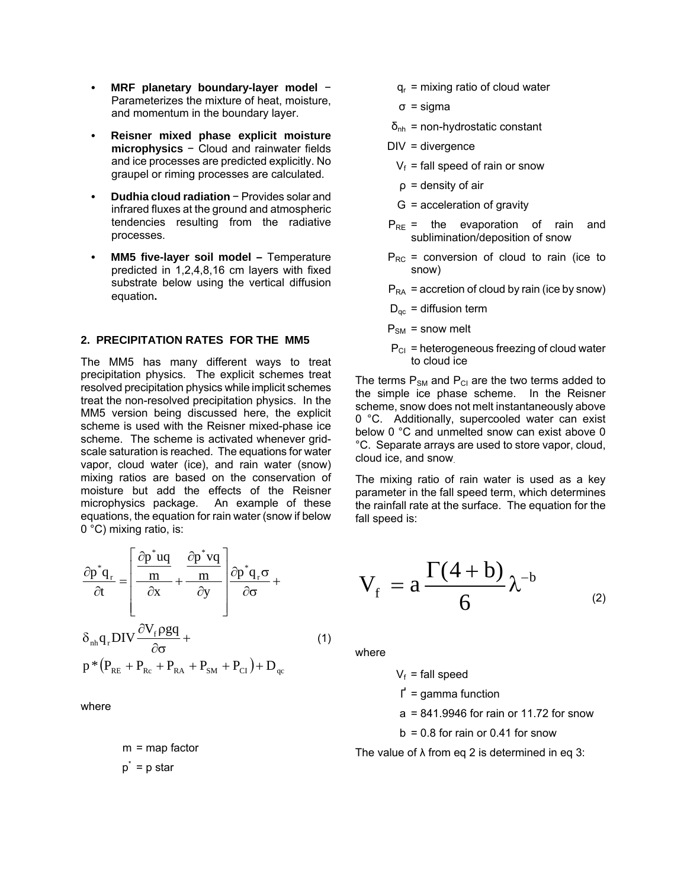- **MRF planetary boundary-layer model** − Parameterizes the mixture of heat, moisture, and momentum in the boundary layer.
- **Reisner mixed phase explicit moisture microphysics** − Cloud and rainwater fields and ice processes are predicted explicitly. No graupel or riming processes are calculated.
- **Dudhia cloud radiation** − Provides solar and infrared fluxes at the ground and atmospheric tendencies resulting from the radiative processes.
- **MM5 five-layer soil model –** Temperature predicted in 1,2,4,8,16 cm layers with fixed substrate below using the vertical diffusion equation**.**

## 2. PRECIPITATION RATES FOR THE MM5

The MM5 has many different ways to treat precipitation physics. The explicit schemes treat resolved precipitation physics while implicit schemes treat the non-resolved precipitation physics. In the MM5 version being discussed here, the explicit scheme is used with the Reisner mixed-phase ice scheme. The scheme is activated whenever grid-scale saturation is reached. The equations for water vapor, cloud water (ice), and rain water (snow) mixing ratios are based on the conservation of moisture but add the effects of the Reisner microphysics package. An example of these equations, the equation for rain water (snow if below 0 °C) mixing ratio, is:

$$
\begin{aligned}
\frac{\partial p^{*} q_{r}}{\partial t} = & \left[ \frac{\partial \frac{p^{*} u q}{m}}{\partial x} + \frac{\partial \frac{p^{*} v q}{m}}{\partial y} \right] \frac{\partial p^{*} q_{r} \sigma}{\partial \sigma} + \\
& \delta_{nh} q_{r} \mathrm{DIV} \frac{\partial V_{f} \rho g q}{\partial \sigma} + \\
& p^{*} \left( P_{RE} + P_{Rc} + P_{RA} + P_{SM} + P_{CI} \right) + D_{qc}
\end{aligned}
\tag{1}
$$

where

$m$ = map factor

$p^{*}$ = p star

$q_r$ = mixing ratio of cloud water

$\sigma$ = sigma

$\delta_{nh}$ = non-hydrostatic constant

DIV = divergence

$V_f$ = fall speed of rain or snow

$\rho$ = density of air

G = acceleration of gravity

$P_{RE}$ = the evaporation of rain and sublimination/deposition of snow

$P_{RC}$ = conversion of cloud to rain (ice to snow)

$P_{RA}$ = accretion of cloud by rain (ice by snow)

$D_{qc}$ = diffusion term

$P_{SM}$ = snow melt

$P_{CI}$ = heterogeneous freezing of cloud water to cloud ice

The terms $P_{SM}$ and $P_{CI}$ are the two terms added to the simple ice phase scheme. In the Reisner scheme, snow does not melt instantaneously above 0 °C. Additionally, supercooled water can exist below 0 °C and unmelted snow can exist above 0 °C. Separate arrays are used to store vapor, cloud, cloud ice, and snow.

The mixing ratio of rain water is used as a key parameter in the fall speed term, which determines the rainfall rate at the surface. The equation for the fall speed is:

$$
V_{f} = a \frac{\Gamma(4+b)}{6} \lambda^{-b} \tag{2}
$$

where

$V_f$ = fall speed

$\Gamma$ = gamma function

a = 841.9946 for rain or 11.72 for snow

b = 0.8 for rain or 0.41 for snow

The value of λ from eq 2 is determined in eq 3: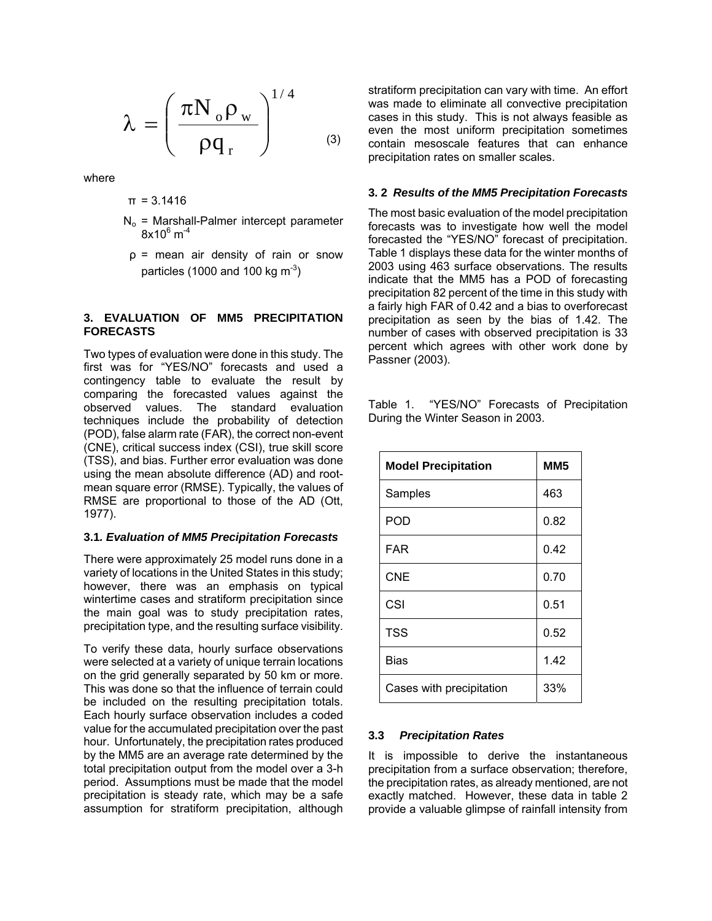$$\lambda = \left( \frac{\pi N_o \rho_w}{\rho q_r} \right)^{1/4} \quad (3)$$

where

$\pi$ = 3.1416

$N_o$ = Marshall-Palmer intercept parameter $8 \times 10^6$ m$^{-4}$

$\rho$ = mean air density of rain or snow particles (1000 and 100 kg m$^{-3}$)

### 3. EVALUATION OF MM5 PRECIPITATION FORECASTS

Two types of evaluation were done in this study. The first was for "YES/NO" forecasts and used a contingency table to evaluate the result by comparing the forecasted values against the observed values. The standard evaluation techniques include the probability of detection (POD), false alarm rate (FAR), the correct non-event (CNE), critical success index (CSI), true skill score (TSS), and bias. Further error evaluation was done using the mean absolute difference (AD) and root-mean square error (RMSE). Typically, the values of RMSE are proportional to those of the AD (Ott, 1977).

#### 3.1. *Evaluation of MM5 Precipitation Forecasts*

There were approximately 25 model runs done in a variety of locations in the United States in this study; however, there was an emphasis on typical wintertime cases and stratiform precipitation since the main goal was to study precipitation rates, precipitation type, and the resulting surface visibility.

To verify these data, hourly surface observations were selected at a variety of unique terrain locations on the grid generally separated by 50 km or more. This was done so that the influence of terrain could be included on the resulting precipitation totals. Each hourly surface observation includes a coded value for the accumulated precipitation over the past hour. Unfortunately, the precipitation rates produced by the MM5 are an average rate determined by the total precipitation output from the model over a 3-h period. Assumptions must be made that the model precipitation is steady rate, which may be a safe assumption for stratiform precipitation, although stratiform precipitation can vary with time. An effort was made to eliminate all convective precipitation cases in this study. This is not always feasible as even the most uniform precipitation sometimes contain mesoscale features that can enhance precipitation rates on smaller scales.

#### 3. 2 *Results of the MM5 Precipitation Forecasts*

The most basic evaluation of the model precipitation forecasts was to investigate how well the model forecasted the "YES/NO" forecast of precipitation. Table 1 displays these data for the winter months of 2003 using 463 surface observations. The results indicate that the MM5 has a POD of forecasting precipitation 82 percent of the time in this study with a fairly high FAR of 0.42 and a bias to overforecast precipitation as seen by the bias of 1.42. The number of cases with observed precipitation is 33 percent which agrees with other work done by Passner (2003).

Table 1. "YES/NO" Forecasts of Precipitation During the Winter Season in 2003.

| **Model Precipitation** | **MM5** |
|---|---|
| Samples | 463 |
| POD | 0.82 |
| FAR | 0.42 |
| CNE | 0.70 |
| CSI | 0.51 |
| TSS | 0.52 |
| Bias | 1.42 |
| Cases with precipitation | 33% |

#### 3.3 *Precipitation Rates*

It is impossible to derive the instantaneous precipitation from a surface observation; therefore, the precipitation rates, as already mentioned, are not exactly matched. However, these data in table 2 provide a valuable glimpse of rainfall intensity from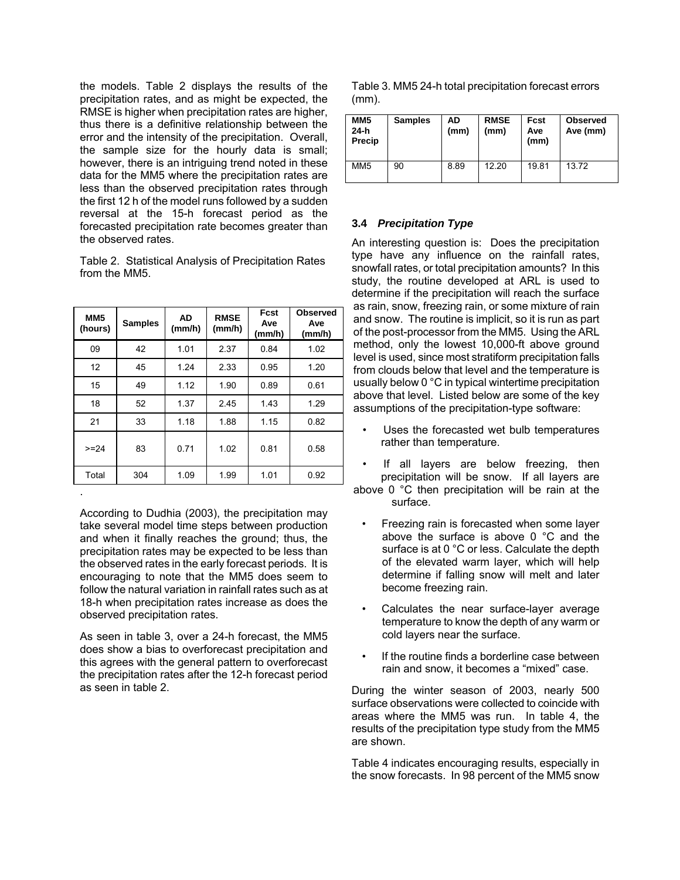the models. Table 2 displays the results of the precipitation rates, and as might be expected, the RMSE is higher when precipitation rates are higher, thus there is a definitive relationship between the error and the intensity of the precipitation. Overall, the sample size for the hourly data is small; however, there is an intriguing trend noted in these data for the MM5 where the precipitation rates are less than the observed precipitation rates through the first 12 h of the model runs followed by a sudden reversal at the 15-h forecast period as the forecasted precipitation rate becomes greater than the observed rates.

Table 2. Statistical Analysis of Precipitation Rates from the MM5.

| MM5 (hours) | Samples | AD (mm/h) | RMSE (mm/h) | Fcst Ave (mm/h) | Observed Ave (mm/h) |
|---|---|---|---|---|---|
| 09 | 42 | 1.01 | 2.37 | 0.84 | 1.02 |
| 12 | 45 | 1.24 | 2.33 | 0.95 | 1.20 |
| 15 | 49 | 1.12 | 1.90 | 0.89 | 0.61 |
| 18 | 52 | 1.37 | 2.45 | 1.43 | 1.29 |
| 21 | 33 | 1.18 | 1.88 | 1.15 | 0.82 |
| >=24 | 83 | 0.71 | 1.02 | 0.81 | 0.58 |
| Total | 304 | 1.09 | 1.99 | 1.01 | 0.92 |

According to Dudhia (2003), the precipitation may take several model time steps between production and when it finally reaches the ground; thus, the precipitation rates may be expected to be less than the observed rates in the early forecast periods. It is encouraging to note that the MM5 does seem to follow the natural variation in rainfall rates such as at 18-h when precipitation rates increase as does the observed precipitation rates.

As seen in table 3, over a 24-h forecast, the MM5 does show a bias to overforecast precipitation and this agrees with the general pattern to overforecast the precipitation rates after the 12-h forecast period as seen in table 2.

Table 3. MM5 24-h total precipitation forecast errors (mm).

| MM5 24-h Precip | Samples | AD (mm) | RMSE (mm) | Fcst Ave (mm) | Observed Ave (mm) |
|---|---|---|---|---|---|
| MM5 | 90 | 8.89 | 12.20 | 19.81 | 13.72 |

### 3.4 *Precipitation Type*

An interesting question is: Does the precipitation type have any influence on the rainfall rates, snowfall rates, or total precipitation amounts? In this study, the routine developed at ARL is used to determine if the precipitation will reach the surface as rain, snow, freezing rain, or some mixture of rain and snow. The routine is implicit, so it is run as part of the post-processor from the MM5. Using the ARL method, only the lowest 10,000-ft above ground level is used, since most stratiform precipitation falls from clouds below that level and the temperature is usually below 0 °C in typical wintertime precipitation above that level. Listed below are some of the key assumptions of the precipitation-type software:

- Uses the forecasted wet bulb temperatures rather than temperature.
- If all layers are below freezing, then precipitation will be snow. If all layers are above 0 °C then precipitation will be rain at the surface.
- Freezing rain is forecasted when some layer above the surface is above 0 °C and the surface is at 0 °C or less. Calculate the depth of the elevated warm layer, which will help determine if falling snow will melt and later become freezing rain.
- Calculates the near surface-layer average temperature to know the depth of any warm or cold layers near the surface.
- If the routine finds a borderline case between rain and snow, it becomes a "mixed" case.

During the winter season of 2003, nearly 500 surface observations were collected to coincide with areas where the MM5 was run. In table 4, the results of the precipitation type study from the MM5 are shown.

Table 4 indicates encouraging results, especially in the snow forecasts. In 98 percent of the MM5 snow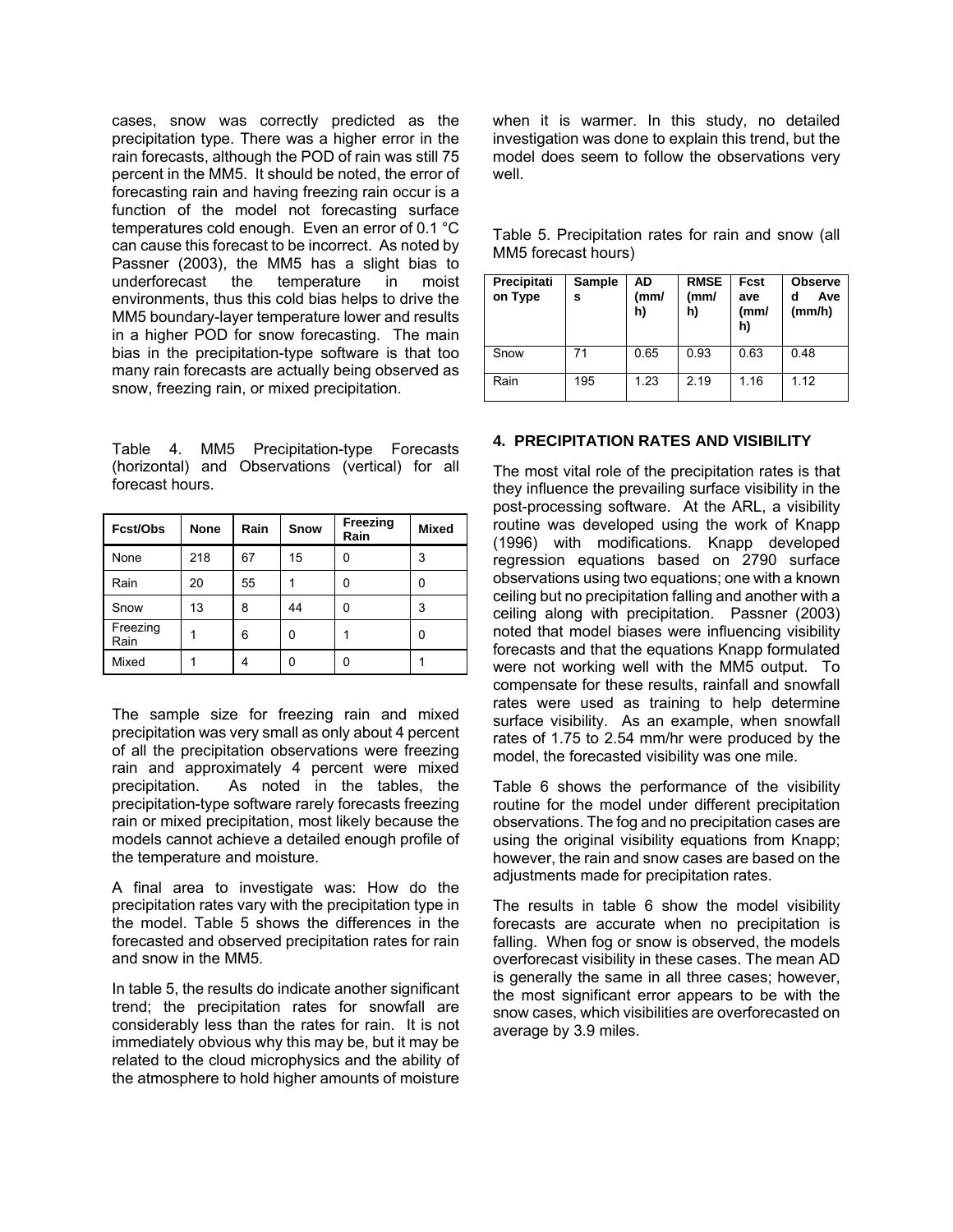cases, snow was correctly predicted as the precipitation type. There was a higher error in the rain forecasts, although the POD of rain was still 75 percent in the MM5. It should be noted, the error of forecasting rain and having freezing rain occur is a function of the model not forecasting surface temperatures cold enough. Even an error of 0.1 °C can cause this forecast to be incorrect. As noted by Passner (2003), the MM5 has a slight bias to underforecast the temperature in moist environments, thus this cold bias helps to drive the MM5 boundary-layer temperature lower and results in a higher POD for snow forecasting. The main bias in the precipitation-type software is that too many rain forecasts are actually being observed as snow, freezing rain, or mixed precipitation.

Table 4. MM5 Precipitation-type Forecasts (horizontal) and Observations (vertical) for all forecast hours.

| Fcst/Obs | None | Rain | Snow | Freezing Rain | Mixed |
|---|---|---|---|---|---|
| None | 218 | 67 | 15 | 0 | 3 |
| Rain | 20 | 55 | 1 | 0 | 0 |
| Snow | 13 | 8 | 44 | 0 | 3 |
| Freezing Rain | 1 | 6 | 0 | 1 | 0 |
| Mixed | 1 | 4 | 0 | 0 | 1 |

The sample size for freezing rain and mixed precipitation was very small as only about 4 percent of all the precipitation observations were freezing rain and approximately 4 percent were mixed precipitation. As noted in the tables, the precipitation-type software rarely forecasts freezing rain or mixed precipitation, most likely because the models cannot achieve a detailed enough profile of the temperature and moisture.

A final area to investigate was: How do the precipitation rates vary with the precipitation type in the model. Table 5 shows the differences in the forecasted and observed precipitation rates for rain and snow in the MM5.

In table 5, the results do indicate another significant trend; the precipitation rates for snowfall are considerably less than the rates for rain. It is not immediately obvious why this may be, but it may be related to the cloud microphysics and the ability of the atmosphere to hold higher amounts of moisture when it is warmer. In this study, no detailed investigation was done to explain this trend, but the model does seem to follow the observations very well.

Table 5. Precipitation rates for rain and snow (all MM5 forecast hours)

| Precipitation Type | Samples | AD (mm/h) | RMSE (mm/h) | Fcst ave (mm/h) | Observed Ave (mm/h) |
|---|---|---|---|---|---|
| Snow | 71 | 0.65 | 0.93 | 0.63 | 0.48 |
| Rain | 195 | 1.23 | 2.19 | 1.16 | 1.12 |

## 4. PRECIPITATION RATES AND VISIBILITY

The most vital role of the precipitation rates is that they influence the prevailing surface visibility in the post-processing software. At the ARL, a visibility routine was developed using the work of Knapp (1996) with modifications. Knapp developed regression equations based on 2790 surface observations using two equations; one with a known ceiling but no precipitation falling and another with a ceiling along with precipitation. Passner (2003) noted that model biases were influencing visibility forecasts and that the equations Knapp formulated were not working well with the MM5 output. To compensate for these results, rainfall and snowfall rates were used as training to help determine surface visibility. As an example, when snowfall rates of 1.75 to 2.54 mm/hr were produced by the model, the forecasted visibility was one mile.

Table 6 shows the performance of the visibility routine for the model under different precipitation observations. The fog and no precipitation cases are using the original visibility equations from Knapp; however, the rain and snow cases are based on the adjustments made for precipitation rates.

The results in table 6 show the model visibility forecasts are accurate when no precipitation is falling. When fog or snow is observed, the models overforecast visibility in these cases. The mean AD is generally the same in all three cases; however, the most significant error appears to be with the snow cases, which visibilities are overforecasted on average by 3.9 miles.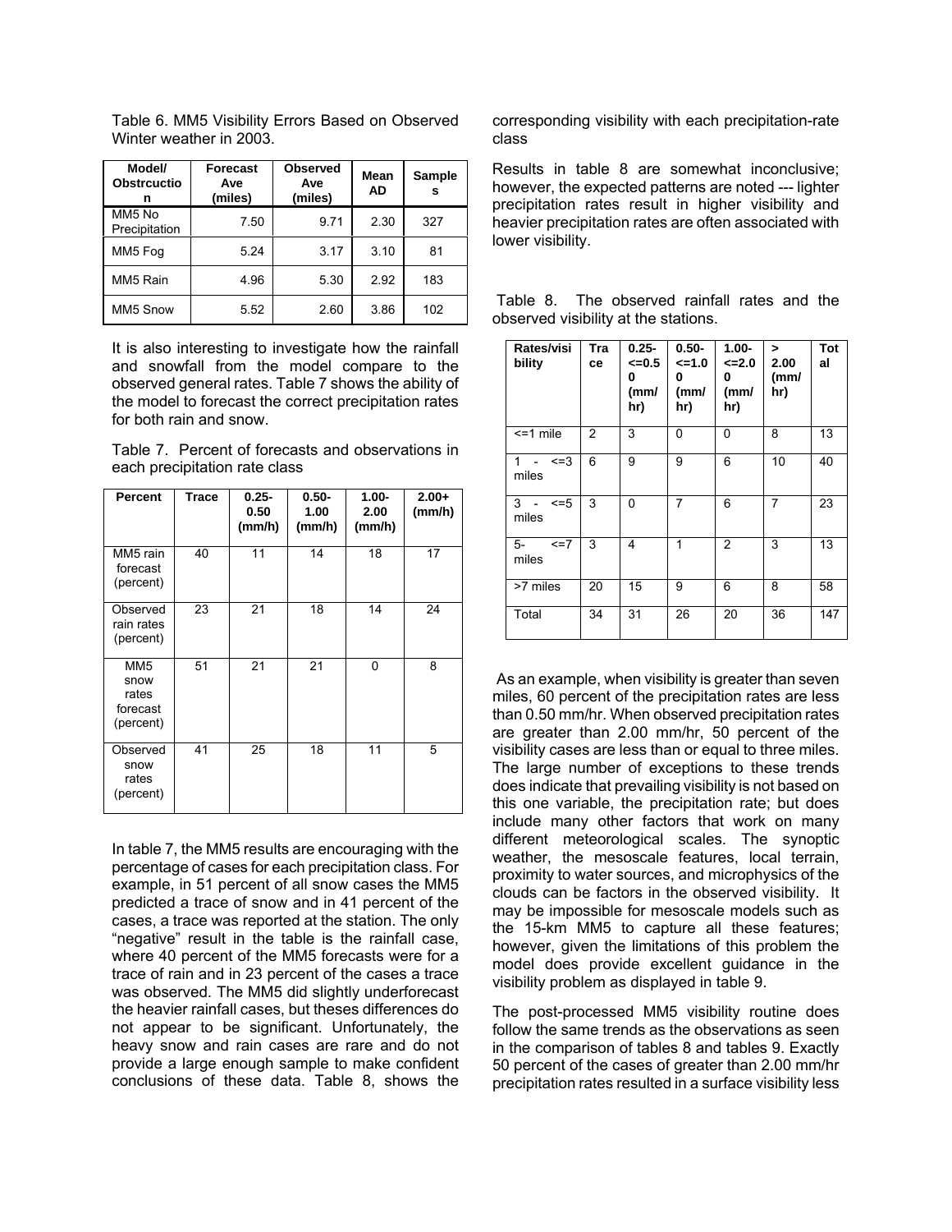Table 6. MM5 Visibility Errors Based on Observed Winter weather in 2003.

| Model/ Obstrcuction | Forecast Ave (miles) | Observed Ave (miles) | Mean AD | Samples |
|---|---|---|---|---|
| MM5 No Precipitation | 7.50 | 9.71 | 2.30 | 327 |
| MM5 Fog | 5.24 | 3.17 | 3.10 | 81 |
| MM5 Rain | 4.96 | 5.30 | 2.92 | 183 |
| MM5 Snow | 5.52 | 2.60 | 3.86 | 102 |

It is also interesting to investigate how the rainfall and snowfall from the model compare to the observed general rates. Table 7 shows the ability of the model to forecast the correct precipitation rates for both rain and snow.

Table 7. Percent of forecasts and observations in each precipitation rate class

| Percent | Trace | 0.25-0.50 (mm/h) | 0.50-1.00 (mm/h) | 1.00-2.00 (mm/h) | 2.00+ (mm/h) |
|---|---|---|---|---|---|
| MM5 rain forecast (percent) | 40 | 11 | 14 | 18 | 17 |
| Observed rain rates (percent) | 23 | 21 | 18 | 14 | 24 |
| MM5 snow rates forecast (percent) | 51 | 21 | 21 | 0 | 8 |
| Observed snow rates (percent) | 41 | 25 | 18 | 11 | 5 |

In table 7, the MM5 results are encouraging with the percentage of cases for each precipitation class. For example, in 51 percent of all snow cases the MM5 predicted a trace of snow and in 41 percent of the cases, a trace was reported at the station. The only "negative" result in the table is the rainfall case, where 40 percent of the MM5 forecasts were for a trace of rain and in 23 percent of the cases a trace was observed. The MM5 did slightly underforecast the heavier rainfall cases, but theses differences do not appear to be significant. Unfortunately, the heavy snow and rain cases are rare and do not provide a large enough sample to make confident conclusions of these data. Table 8, shows the corresponding visibility with each precipitation-rate class

Results in table 8 are somewhat inconclusive; however, the expected patterns are noted --- lighter precipitation rates result in higher visibility and heavier precipitation rates are often associated with lower visibility.

Table 8. The observed rainfall rates and the observed visibility at the stations.

| Rates/visibility | Trace | 0.25-<=0.50 (mm/hr) | 0.50-<=1.00 (mm/hr) | 1.00-<=2.00 (mm/hr) | > 2.00 (mm/hr) | Total |
|---|---|---|---|---|---|---|
| <=1 mile | 2 | 3 | 0 | 0 | 8 | 13 |
| 1 - <=3 miles | 6 | 9 | 9 | 6 | 10 | 40 |
| 3 - <=5 miles | 3 | 0 | 7 | 6 | 7 | 23 |
| 5- <=7 miles | 3 | 4 | 1 | 2 | 3 | 13 |
| >7 miles | 20 | 15 | 9 | 6 | 8 | 58 |
| Total | 34 | 31 | 26 | 20 | 36 | 147 |

As an example, when visibility is greater than seven miles, 60 percent of the precipitation rates are less than 0.50 mm/hr. When observed precipitation rates are greater than 2.00 mm/hr, 50 percent of the visibility cases are less than or equal to three miles. The large number of exceptions to these trends does indicate that prevailing visibility is not based on this one variable, the precipitation rate; but does include many other factors that work on many different meteorological scales. The synoptic weather, the mesoscale features, local terrain, proximity to water sources, and microphysics of the clouds can be factors in the observed visibility. It may be impossible for mesoscale models such as the 15-km MM5 to capture all these features; however, given the limitations of this problem the model does provide excellent guidance in the visibility problem as displayed in table 9.

The post-processed MM5 visibility routine does follow the same trends as the observations as seen in the comparison of tables 8 and tables 9. Exactly 50 percent of the cases of greater than 2.00 mm/hr precipitation rates resulted in a surface visibility less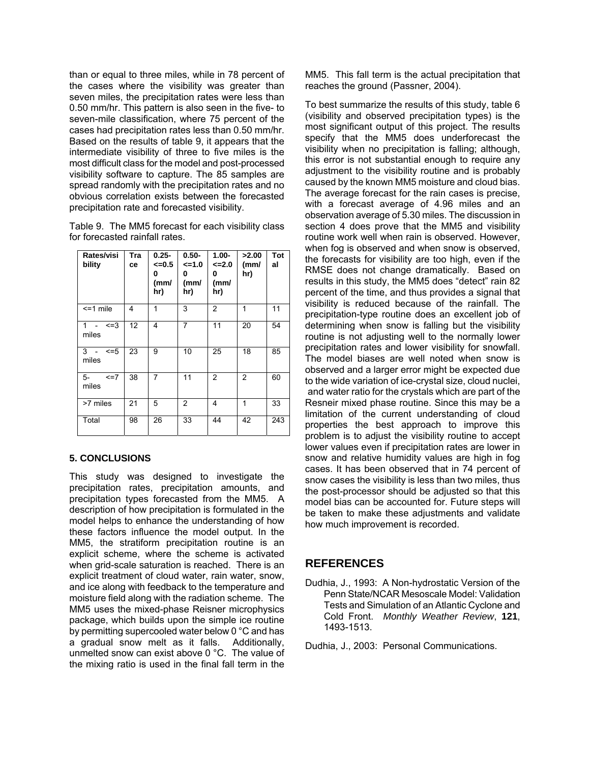than or equal to three miles, while in 78 percent of the cases where the visibility was greater than seven miles, the precipitation rates were less than 0.50 mm/hr. This pattern is also seen in the five- to seven-mile classification, where 75 percent of the cases had precipitation rates less than 0.50 mm/hr. Based on the results of table 9, it appears that the intermediate visibility of three to five miles is the most difficult class for the model and post-processed visibility software to capture. The 85 samples are spread randomly with the precipitation rates and no obvious correlation exists between the forecasted precipitation rate and forecasted visibility.

Table 9. The MM5 forecast for each visibility class for forecasted rainfall rates.

| Rates/visibility | Trace | 0.25-<=0.50 (mm/hr) | 0.50-<=1.00 (mm/hr) | 1.00-<=2.00 (mm/hr) | >2.00 (mm/hr) | Total |
|---|---|---|---|---|---|---|
| <=1 mile | 4 | 1 | 3 | 2 | 1 | 11 |
| 1 - <=3 miles | 12 | 4 | 7 | 11 | 20 | 54 |
| 3 - <=5 miles | 23 | 9 | 10 | 25 | 18 | 85 |
| 5- <=7 miles | 38 | 7 | 11 | 2 | 2 | 60 |
| >7 miles | 21 | 5 | 2 | 4 | 1 | 33 |
| Total | 98 | 26 | 33 | 44 | 42 | 243 |

## 5. CONCLUSIONS

This study was designed to investigate the precipitation rates, precipitation amounts, and precipitation types forecasted from the MM5. A description of how precipitation is formulated in the model helps to enhance the understanding of how these factors influence the model output. In the MM5, the stratiform precipitation routine is an explicit scheme, where the scheme is activated when grid-scale saturation is reached. There is an explicit treatment of cloud water, rain water, snow, and ice along with feedback to the temperature and moisture field along with the radiation scheme. The MM5 uses the mixed-phase Reisner microphysics package, which builds upon the simple ice routine by permitting supercooled water below 0 °C and has a gradual snow melt as it falls. Additionally, unmelted snow can exist above 0 °C. The value of the mixing ratio is used in the final fall term in the MM5. This fall term is the actual precipitation that reaches the ground (Passner, 2004).

To best summarize the results of this study, table 6 (visibility and observed precipitation types) is the most significant output of this project. The results specify that the MM5 does underforecast the visibility when no precipitation is falling; although, this error is not substantial enough to require any adjustment to the visibility routine and is probably caused by the known MM5 moisture and cloud bias. The average forecast for the rain cases is precise, with a forecast average of 4.96 miles and an observation average of 5.30 miles. The discussion in section 4 does prove that the MM5 and visibility routine work well when rain is observed. However, when fog is observed and when snow is observed, the forecasts for visibility are too high, even if the RMSE does not change dramatically. Based on results in this study, the MM5 does "detect" rain 82 percent of the time, and thus provides a signal that visibility is reduced because of the rainfall. The precipitation-type routine does an excellent job of determining when snow is falling but the visibility routine is not adjusting well to the normally lower precipitation rates and lower visibility for snowfall. The model biases are well noted when snow is observed and a larger error might be expected due to the wide variation of ice-crystal size, cloud nuclei, and water ratio for the crystals which are part of the Resneir mixed phase routine. Since this may be a limitation of the current understanding of cloud properties the best approach to improve this problem is to adjust the visibility routine to accept lower values even if precipitation rates are lower in snow and relative humidity values are high in fog cases. It has been observed that in 74 percent of snow cases the visibility is less than two miles, thus the post-processor should be adjusted so that this model bias can be accounted for. Future steps will be taken to make these adjustments and validate how much improvement is recorded.

## REFERENCES

Dudhia, J., 1993: A Non-hydrostatic Version of the Penn State/NCAR Mesoscale Model: Validation Tests and Simulation of an Atlantic Cyclone and Cold Front. *Monthly Weather Review*, **121**, 1493-1513.

Dudhia, J., 2003: Personal Communications.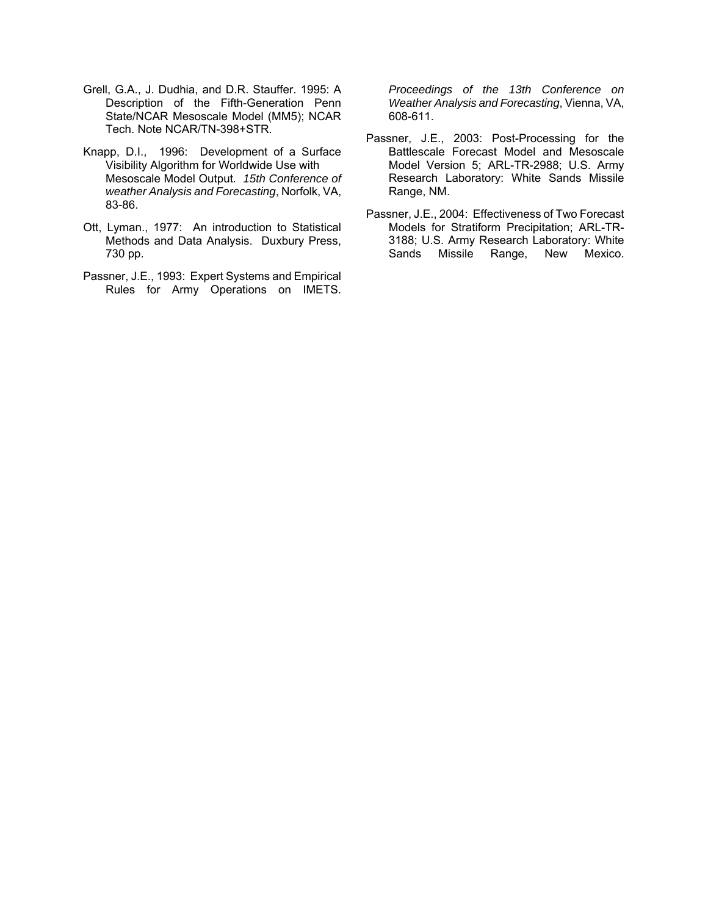Grell, G.A., J. Dudhia, and D.R. Stauffer. 1995: A Description of the Fifth-Generation Penn State/NCAR Mesoscale Model (MM5); NCAR Tech. Note NCAR/TN-398+STR.

Knapp, D.I., 1996: Development of a Surface Visibility Algorithm for Worldwide Use with Mesoscale Model Output. *15th Conference of weather Analysis and Forecasting*, Norfolk, VA, 83-86.

Ott, Lyman., 1977: An introduction to Statistical Methods and Data Analysis. Duxbury Press, 730 pp.

Passner, J.E., 1993: Expert Systems and Empirical Rules for Army Operations on IMETS. *Proceedings of the 13th Conference on Weather Analysis and Forecasting*, Vienna, VA, 608-611.

Passner, J.E., 2003: Post-Processing for the Battlescale Forecast Model and Mesoscale Model Version 5; ARL-TR-2988; U.S. Army Research Laboratory: White Sands Missile Range, NM.

Passner, J.E., 2004: Effectiveness of Two Forecast Models for Stratiform Precipitation; ARL-TR-3188; U.S. Army Research Laboratory: White Sands Missile Range, New Mexico.